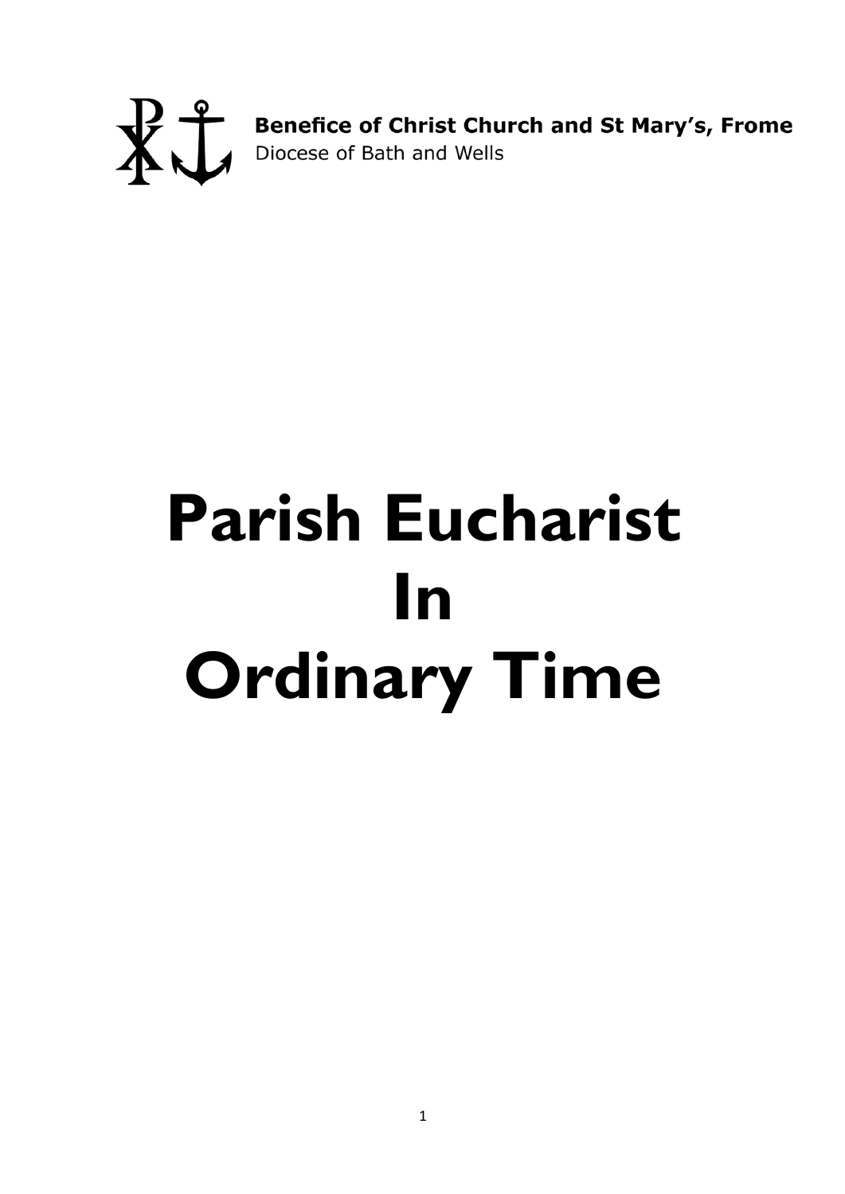**Benefice of Christ Church and St Mary's, Frome**
Diocese of Bath and Wells

# Parish Eucharist In Ordinary Time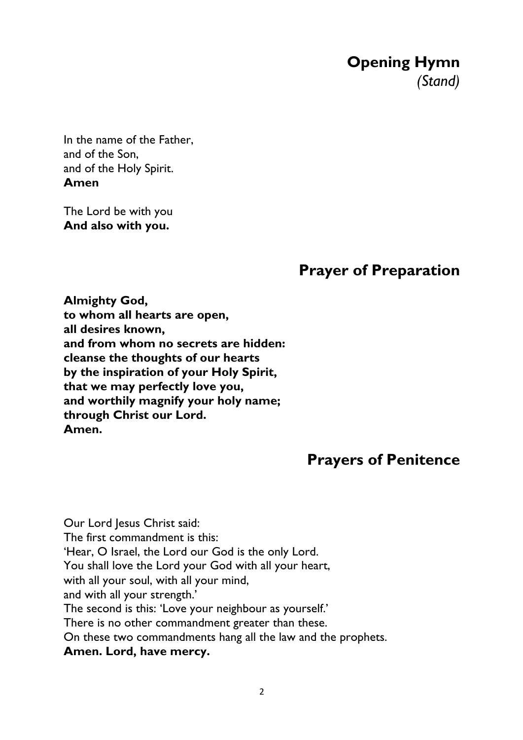## Opening Hymn

*(Stand)*

In the name of the Father,  
and of the Son,  
and of the Holy Spirit.  
**Amen**

The Lord be with you  
**And also with you.**

## Prayer of Preparation

**Almighty God,**  
**to whom all hearts are open,**  
**all desires known,**  
**and from whom no secrets are hidden:**  
**cleanse the thoughts of our hearts**  
**by the inspiration of your Holy Spirit,**  
**that we may perfectly love you,**  
**and worthily magnify your holy name;**  
**through Christ our Lord.**  
**Amen.**

## Prayers of Penitence

Our Lord Jesus Christ said:  
The first commandment is this:  
'Hear, O Israel, the Lord our God is the only Lord.  
You shall love the Lord your God with all your heart,  
with all your soul, with all your mind,  
and with all your strength.'  
The second is this: 'Love your neighbour as yourself.'  
There is no other commandment greater than these.  
On these two commandments hang all the law and the prophets.  
**Amen. Lord, have mercy.**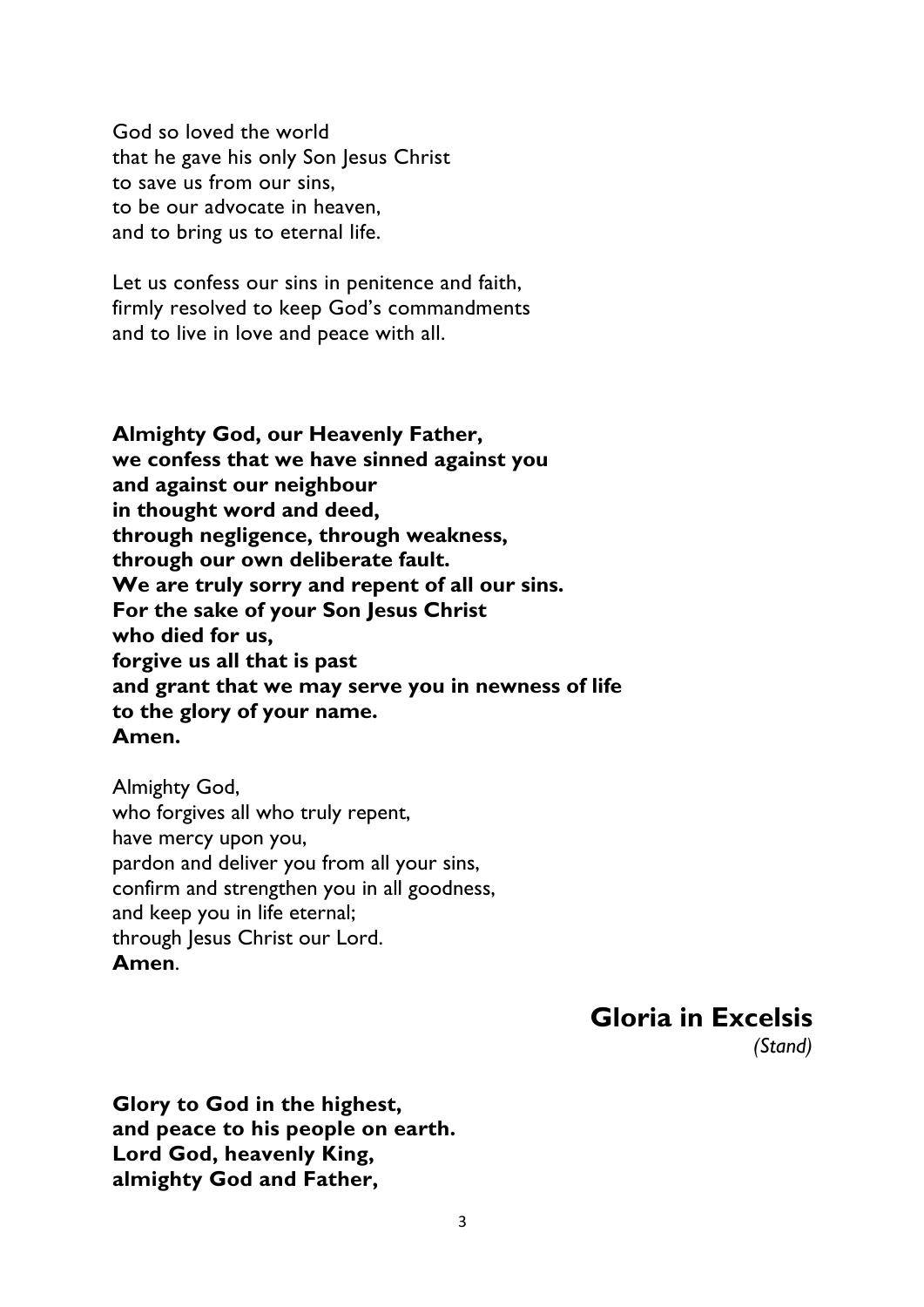God so loved the world
that he gave his only Son Jesus Christ
to save us from our sins,
to be our advocate in heaven,
and to bring us to eternal life.

Let us confess our sins in penitence and faith,
firmly resolved to keep God's commandments
and to live in love and peace with all.

**Almighty God, our Heavenly Father,**
**we confess that we have sinned against you**
**and against our neighbour**
**in thought word and deed,**
**through negligence, through weakness,**
**through our own deliberate fault.**
**We are truly sorry and repent of all our sins.**
**For the sake of your Son Jesus Christ**
**who died for us,**
**forgive us all that is past**
**and grant that we may serve you in newness of life**
**to the glory of your name.**
**Amen.**

Almighty God,
who forgives all who truly repent,
have mercy upon you,
pardon and deliver you from all your sins,
confirm and strengthen you in all goodness,
and keep you in life eternal;
through Jesus Christ our Lord.
**Amen**.

## Gloria in Excelsis

*(Stand)*

**Glory to God in the highest,**
**and peace to his people on earth.**
**Lord God, heavenly King,**
**almighty God and Father,**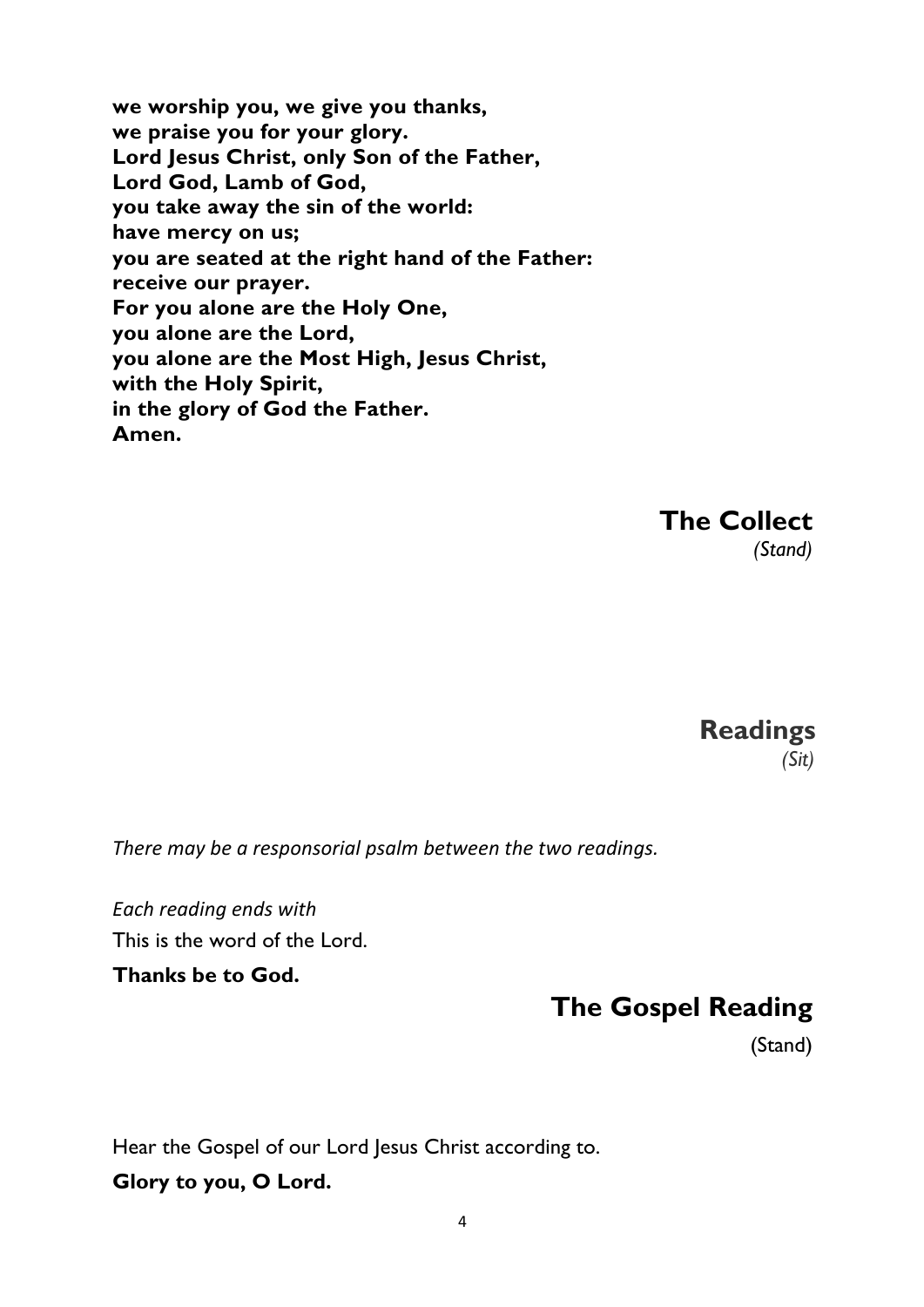**we worship you, we give you thanks,**
**we praise you for your glory.**
**Lord Jesus Christ, only Son of the Father,**
**Lord God, Lamb of God,**
**you take away the sin of the world:**
**have mercy on us;**
**you are seated at the right hand of the Father:**
**receive our prayer.**
**For you alone are the Holy One,**
**you alone are the Lord,**
**you alone are the Most High, Jesus Christ,**
**with the Holy Spirit,**
**in the glory of God the Father.**
**Amen.**

## The Collect

*(Stand)*

## Readings

*(Sit)*

*There may be a responsorial psalm between the two readings.*

*Each reading ends with*
This is the word of the Lord.
**Thanks be to God.**

## The Gospel Reading

(Stand)

Hear the Gospel of our Lord Jesus Christ according to.
**Glory to you, O Lord.**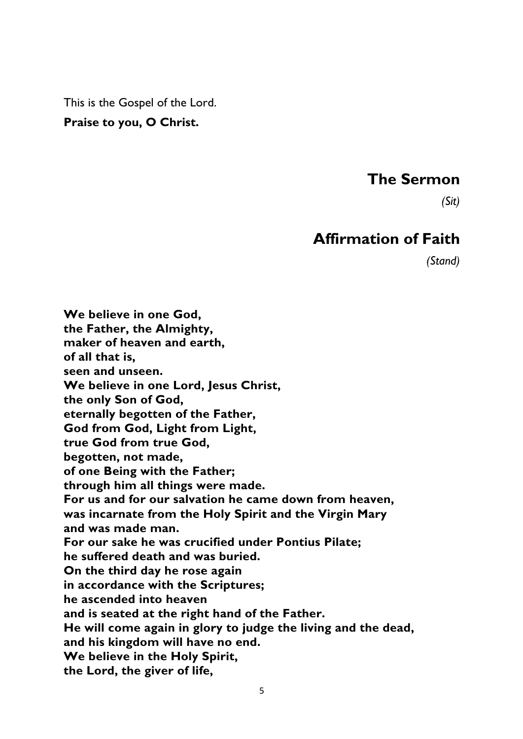This is the Gospel of the Lord.

**Praise to you, O Christ.**

## The Sermon

*(Sit)*

## Affirmation of Faith

*(Stand)*

**We believe in one God,**
**the Father, the Almighty,**
**maker of heaven and earth,**
**of all that is,**
**seen and unseen.**
**We believe in one Lord, Jesus Christ,**
**the only Son of God,**
**eternally begotten of the Father,**
**God from God, Light from Light,**
**true God from true God,**
**begotten, not made,**
**of one Being with the Father;**
**through him all things were made.**
**For us and for our salvation he came down from heaven,**
**was incarnate from the Holy Spirit and the Virgin Mary**
**and was made man.**
**For our sake he was crucified under Pontius Pilate;**
**he suffered death and was buried.**
**On the third day he rose again**
**in accordance with the Scriptures;**
**he ascended into heaven**
**and is seated at the right hand of the Father.**
**He will come again in glory to judge the living and the dead,**
**and his kingdom will have no end.**
**We believe in the Holy Spirit,**
**the Lord, the giver of life,**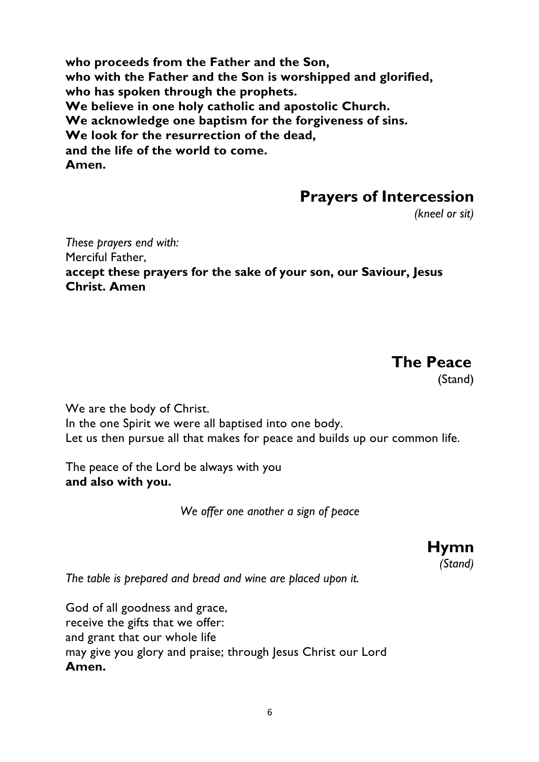**who proceeds from the Father and the Son,**
**who with the Father and the Son is worshipped and glorified,**
**who has spoken through the prophets.**
**We believe in one holy catholic and apostolic Church.**
**We acknowledge one baptism for the forgiveness of sins.**
**We look for the resurrection of the dead,**
**and the life of the world to come.**
**Amen.**

## Prayers of Intercession

*(kneel or sit)*

*These prayers end with:*
Merciful Father,
**accept these prayers for the sake of your son, our Saviour, Jesus Christ. Amen**

## The Peace

(Stand)

We are the body of Christ.
In the one Spirit we were all baptised into one body.
Let us then pursue all that makes for peace and builds up our common life.

The peace of the Lord be always with you
**and also with you.**

*We offer one another a sign of peace*

## Hymn

*(Stand)*

*The table is prepared and bread and wine are placed upon it.*

God of all goodness and grace,
receive the gifts that we offer:
and grant that our whole life
may give you glory and praise; through Jesus Christ our Lord
**Amen.**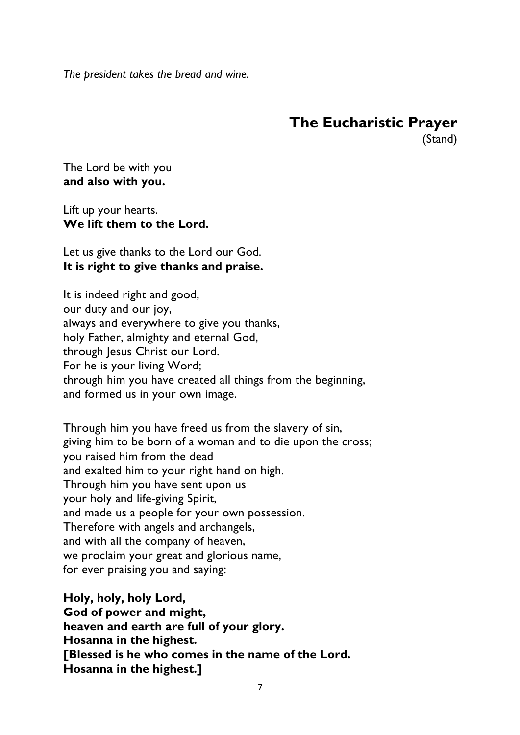*The president takes the bread and wine.*

## The Eucharistic Prayer

(Stand)

The Lord be with you
**and also with you.**

Lift up your hearts.
**We lift them to the Lord.**

Let us give thanks to the Lord our God.
**It is right to give thanks and praise.**

It is indeed right and good,
our duty and our joy,
always and everywhere to give you thanks,
holy Father, almighty and eternal God,
through Jesus Christ our Lord.
For he is your living Word;
through him you have created all things from the beginning,
and formed us in your own image.

Through him you have freed us from the slavery of sin,
giving him to be born of a woman and to die upon the cross;
you raised him from the dead
and exalted him to your right hand on high.
Through him you have sent upon us
your holy and life-giving Spirit,
and made us a people for your own possession.
Therefore with angels and archangels,
and with all the company of heaven,
we proclaim your great and glorious name,
for ever praising you and saying:

**Holy, holy, holy Lord,**
**God of power and might,**
**heaven and earth are full of your glory.**
**Hosanna in the highest.**
**[Blessed is he who comes in the name of the Lord.**
**Hosanna in the highest.]**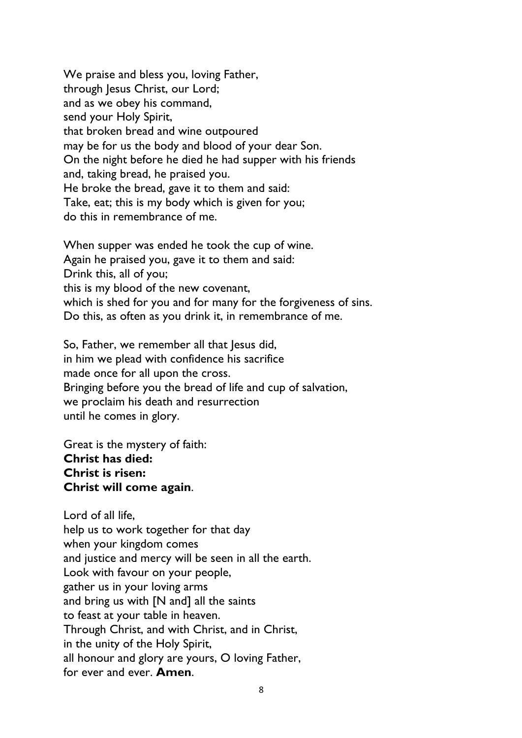We praise and bless you, loving Father,
through Jesus Christ, our Lord;
and as we obey his command,
send your Holy Spirit,
that broken bread and wine outpoured
may be for us the body and blood of your dear Son.
On the night before he died he had supper with his friends
and, taking bread, he praised you.
He broke the bread, gave it to them and said:
Take, eat; this is my body which is given for you;
do this in remembrance of me.

When supper was ended he took the cup of wine.
Again he praised you, gave it to them and said:
Drink this, all of you;
this is my blood of the new covenant,
which is shed for you and for many for the forgiveness of sins.
Do this, as often as you drink it, in remembrance of me.

So, Father, we remember all that Jesus did,
in him we plead with confidence his sacrifice
made once for all upon the cross.
Bringing before you the bread of life and cup of salvation,
we proclaim his death and resurrection
until he comes in glory.

Great is the mystery of faith:
**Christ has died:**
**Christ is risen:**
**Christ will come again**.

Lord of all life,
help us to work together for that day
when your kingdom comes
and justice and mercy will be seen in all the earth.
Look with favour on your people,
gather us in your loving arms
and bring us with [N and] all the saints
to feast at your table in heaven.
Through Christ, and with Christ, and in Christ,
in the unity of the Holy Spirit,
all honour and glory are yours, O loving Father,
for ever and ever. **Amen**.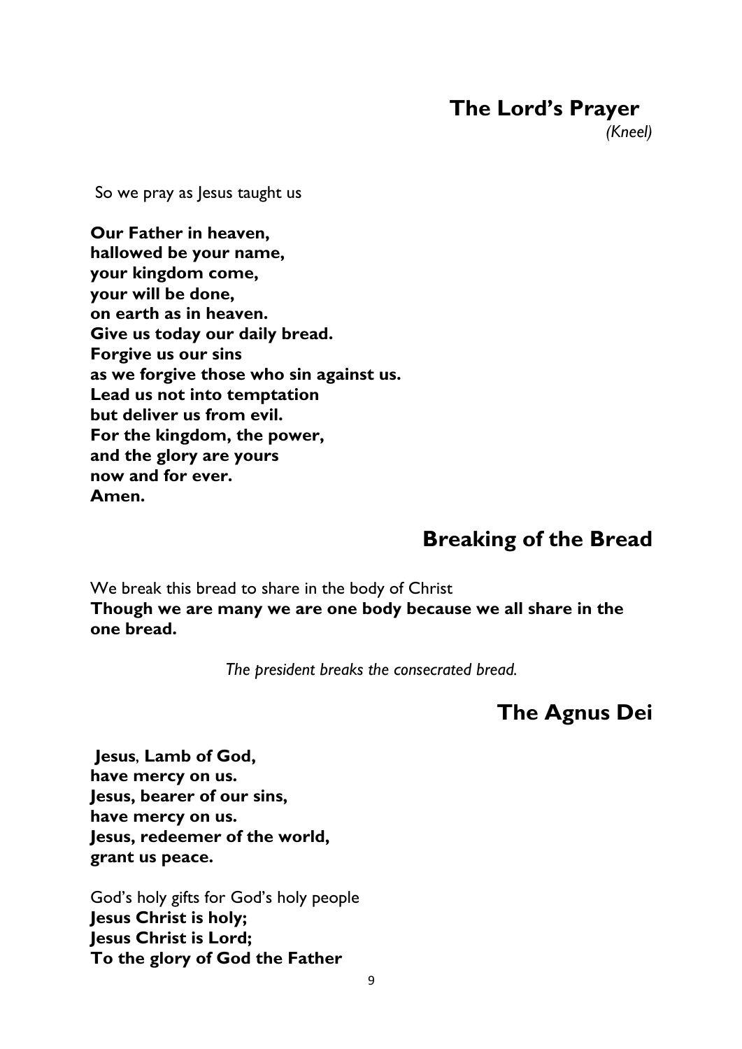## The Lord's Prayer

*(Kneel)*

So we pray as Jesus taught us

**Our Father in heaven,**
**hallowed be your name,**
**your kingdom come,**
**your will be done,**
**on earth as in heaven.**
**Give us today our daily bread.**
**Forgive us our sins**
**as we forgive those who sin against us.**
**Lead us not into temptation**
**but deliver us from evil.**
**For the kingdom, the power,**
**and the glory are yours**
**now and for ever.**
**Amen.**

## Breaking of the Bread

We break this bread to share in the body of Christ
**Though we are many we are one body because we all share in the one bread.**

*The president breaks the consecrated bread.*

## The Agnus Dei

**Jesus, Lamb of God,**
**have mercy on us.**
**Jesus, bearer of our sins,**
**have mercy on us.**
**Jesus, redeemer of the world,**
**grant us peace.**

God's holy gifts for God's holy people
**Jesus Christ is holy;**
**Jesus Christ is Lord;**
**To the glory of God the Father**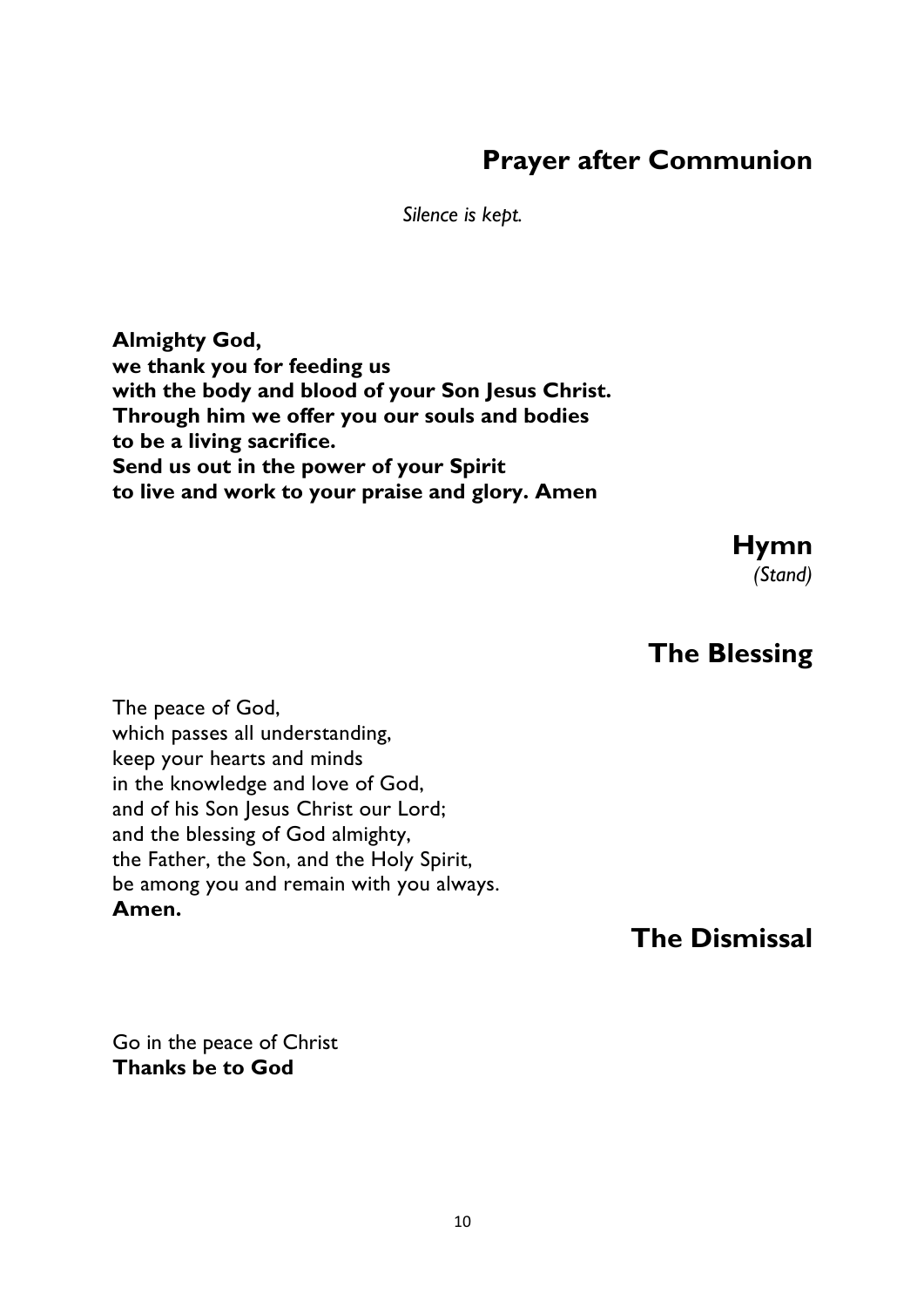## Prayer after Communion

*Silence is kept.*

**Almighty God,**
**we thank you for feeding us**
**with the body and blood of your Son Jesus Christ.**
**Through him we offer you our souls and bodies**
**to be a living sacrifice.**
**Send us out in the power of your Spirit**
**to live and work to your praise and glory. Amen**

## Hymn

*(Stand)*

## The Blessing

The peace of God,
which passes all understanding,
keep your hearts and minds
in the knowledge and love of God,
and of his Son Jesus Christ our Lord;
and the blessing of God almighty,
the Father, the Son, and the Holy Spirit,
be among you and remain with you always.
**Amen.**

## The Dismissal

Go in the peace of Christ
**Thanks be to God**